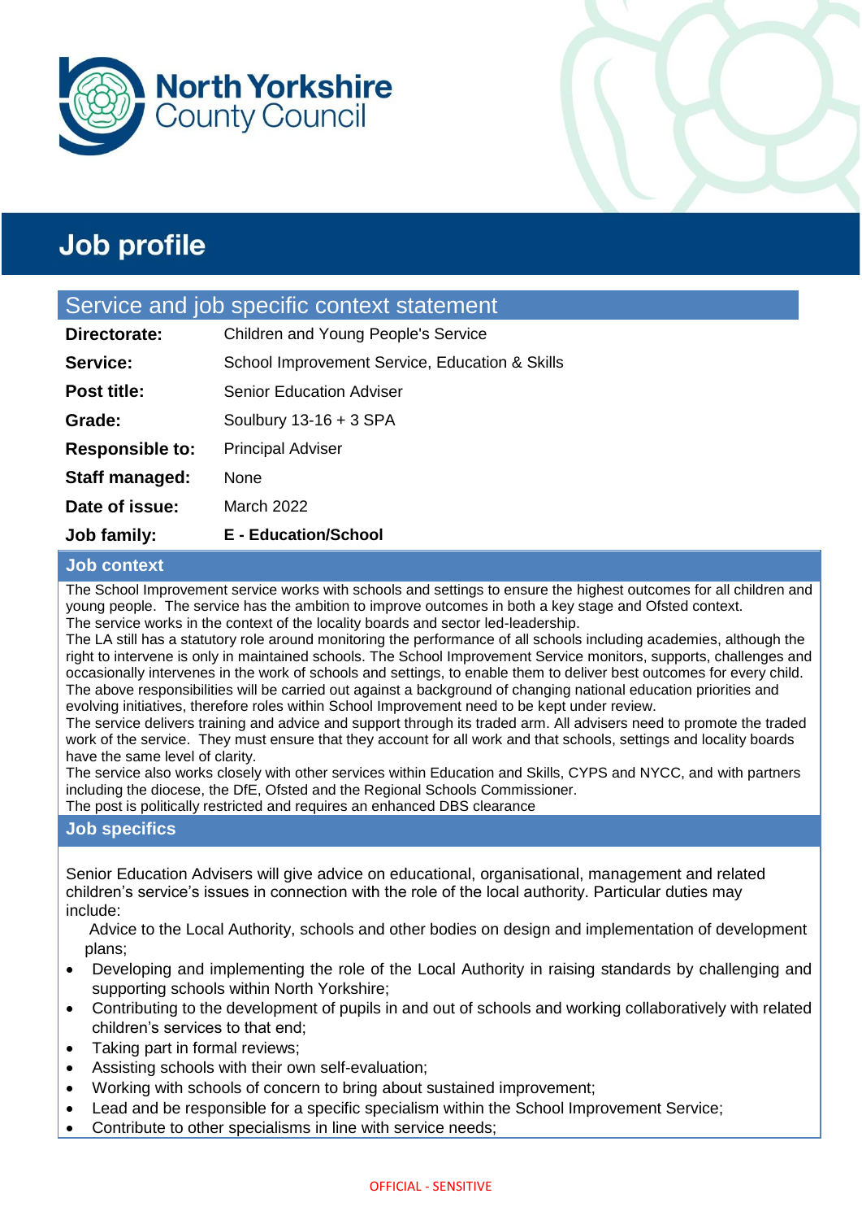North Yorkshire County Council

# Job profile

## Service and job specific context statement

| | |
|---|---|
| **Directorate:** | Children and Young People's Service |
| **Service:** | School Improvement Service, Education & Skills |
| **Post title:** | Senior Education Adviser |
| **Grade:** | Soulbury 13-16 + 3 SPA |
| **Responsible to:** | Principal Adviser |
| **Staff managed:** | None |
| **Date of issue:** | March 2022 |
| **Job family:** | **E - Education/School** |

## Job context

The School Improvement service works with schools and settings to ensure the highest outcomes for all children and young people. The service has the ambition to improve outcomes in both a key stage and Ofsted context.
The service works in the context of the locality boards and sector led-leadership.
The LA still has a statutory role around monitoring the performance of all schools including academies, although the right to intervene is only in maintained schools. The School Improvement Service monitors, supports, challenges and occasionally intervenes in the work of schools and settings, to enable them to deliver best outcomes for every child.
The above responsibilities will be carried out against a background of changing national education priorities and evolving initiatives, therefore roles within School Improvement need to be kept under review.
The service delivers training and advice and support through its traded arm. All advisers need to promote the traded work of the service. They must ensure that they account for all work and that schools, settings and locality boards have the same level of clarity.
The service also works closely with other services within Education and Skills, CYPS and NYCC, and with partners including the diocese, the DfE, Ofsted and the Regional Schools Commissioner.
The post is politically restricted and requires an enhanced DBS clearance

## Job specifics

Senior Education Advisers will give advice on educational, organisational, management and related children's service's issues in connection with the role of the local authority. Particular duties may include:

Advice to the Local Authority, schools and other bodies on design and implementation of development plans;

- Developing and implementing the role of the Local Authority in raising standards by challenging and supporting schools within North Yorkshire;
- Contributing to the development of pupils in and out of schools and working collaboratively with related children's services to that end;
- Taking part in formal reviews;
- Assisting schools with their own self-evaluation;
- Working with schools of concern to bring about sustained improvement;
- Lead and be responsible for a specific specialism within the School Improvement Service;
- Contribute to other specialisms in line with service needs;

OFFICIAL - SENSITIVE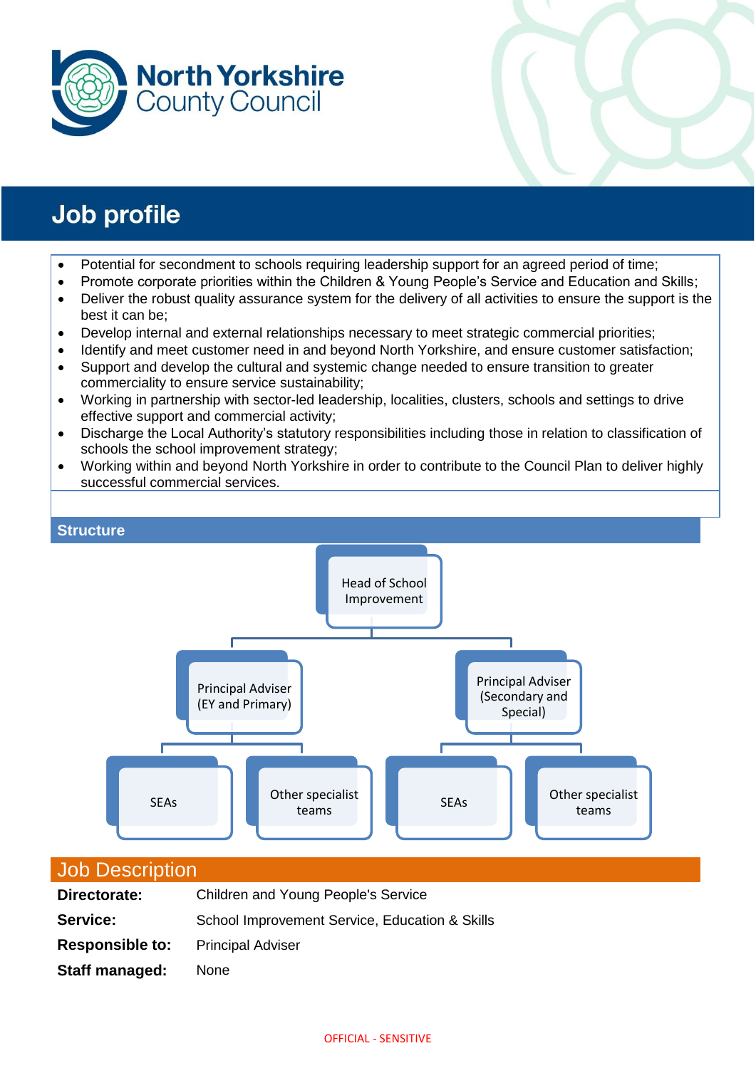# Job profile

- Potential for secondment to schools requiring leadership support for an agreed period of time;
- Promote corporate priorities within the Children & Young People's Service and Education and Skills;
- Deliver the robust quality assurance system for the delivery of all activities to ensure the support is the best it can be;
- Develop internal and external relationships necessary to meet strategic commercial priorities;
- Identify and meet customer need in and beyond North Yorkshire, and ensure customer satisfaction;
- Support and develop the cultural and systemic change needed to ensure transition to greater commerciality to ensure service sustainability;
- Working in partnership with sector-led leadership, localities, clusters, schools and settings to drive effective support and commercial activity;
- Discharge the Local Authority's statutory responsibilities including those in relation to classification of schools the school improvement strategy;
- Working within and beyond North Yorkshire in order to contribute to the Council Plan to deliver highly successful commercial services.

## Structure

- Head of School Improvement
  - Principal Adviser (EY and Primary)
    - SEAs
    - Other specialist teams
  - Principal Adviser (Secondary and Special)
    - SEAs
    - Other specialist teams

## Job Description

**Directorate:** Children and Young People's Service

**Service:** School Improvement Service, Education & Skills

**Responsible to:** Principal Adviser

**Staff managed:** None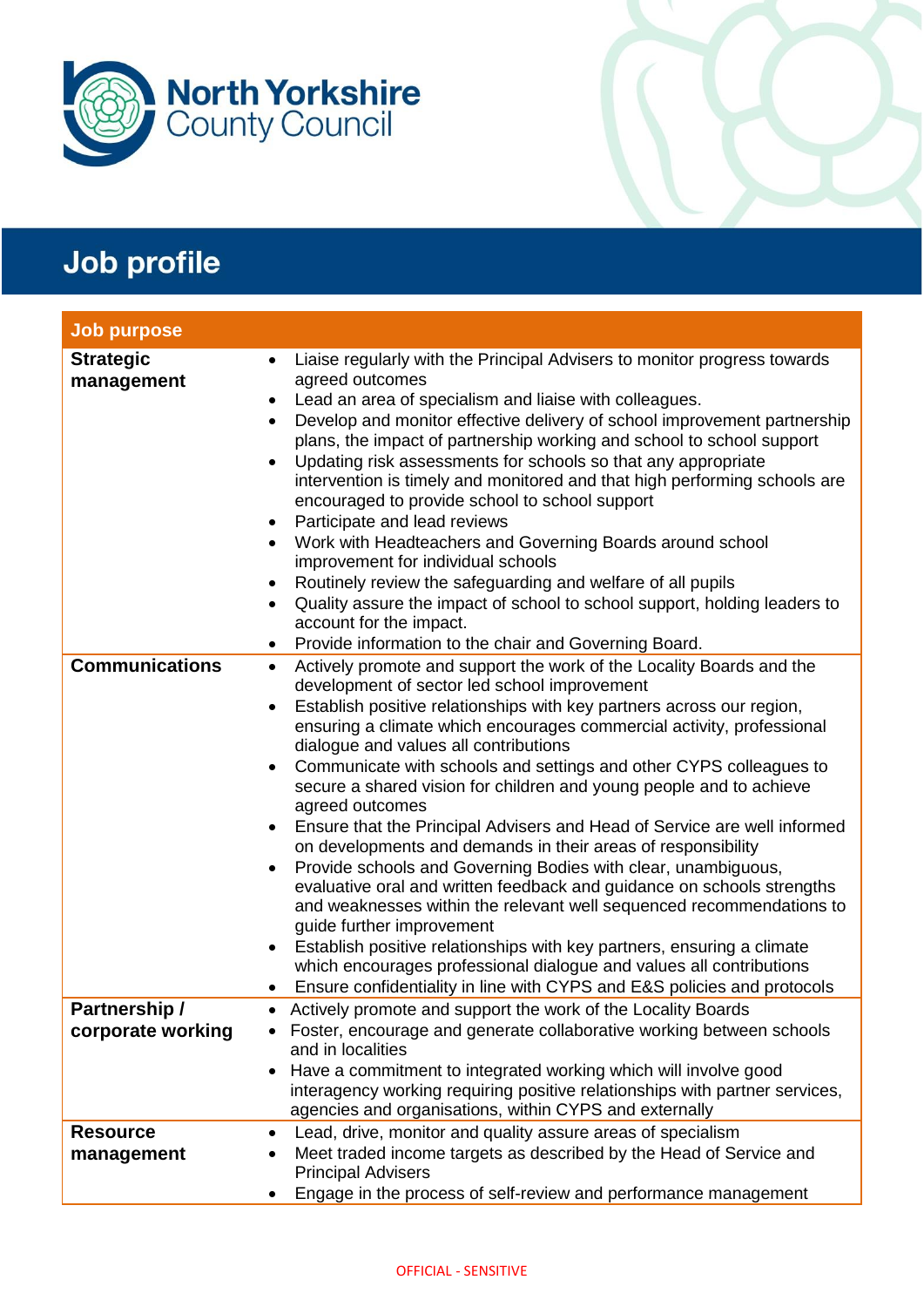North Yorkshire County Council

# Job profile

| Job purpose | |
|---|---|
| **Strategic management** | • Liaise regularly with the Principal Advisers to monitor progress towards agreed outcomes<br>• Lead an area of specialism and liaise with colleagues.<br>• Develop and monitor effective delivery of school improvement partnership plans, the impact of partnership working and school to school support<br>• Updating risk assessments for schools so that any appropriate intervention is timely and monitored and that high performing schools are encouraged to provide school to school support<br>• Participate and lead reviews<br>• Work with Headteachers and Governing Boards around school improvement for individual schools<br>• Routinely review the safeguarding and welfare of all pupils<br>• Quality assure the impact of school to school support, holding leaders to account for the impact.<br>• Provide information to the chair and Governing Board. |
| **Communications** | • Actively promote and support the work of the Locality Boards and the development of sector led school improvement<br>• Establish positive relationships with key partners across our region, ensuring a climate which encourages commercial activity, professional dialogue and values all contributions<br>• Communicate with schools and settings and other CYPS colleagues to secure a shared vision for children and young people and to achieve agreed outcomes<br>• Ensure that the Principal Advisers and Head of Service are well informed on developments and demands in their areas of responsibility<br>• Provide schools and Governing Bodies with clear, unambiguous, evaluative oral and written feedback and guidance on schools strengths and weaknesses within the relevant well sequenced recommendations to guide further improvement<br>• Establish positive relationships with key partners, ensuring a climate which encourages professional dialogue and values all contributions<br>• Ensure confidentiality in line with CYPS and E&S policies and protocols |
| **Partnership / corporate working** | • Actively promote and support the work of the Locality Boards<br>• Foster, encourage and generate collaborative working between schools and in localities<br>• Have a commitment to integrated working which will involve good interagency working requiring positive relationships with partner services, agencies and organisations, within CYPS and externally |
| **Resource management** | • Lead, drive, monitor and quality assure areas of specialism<br>• Meet traded income targets as described by the Head of Service and Principal Advisers<br>• Engage in the process of self-review and performance management |

OFFICIAL - SENSITIVE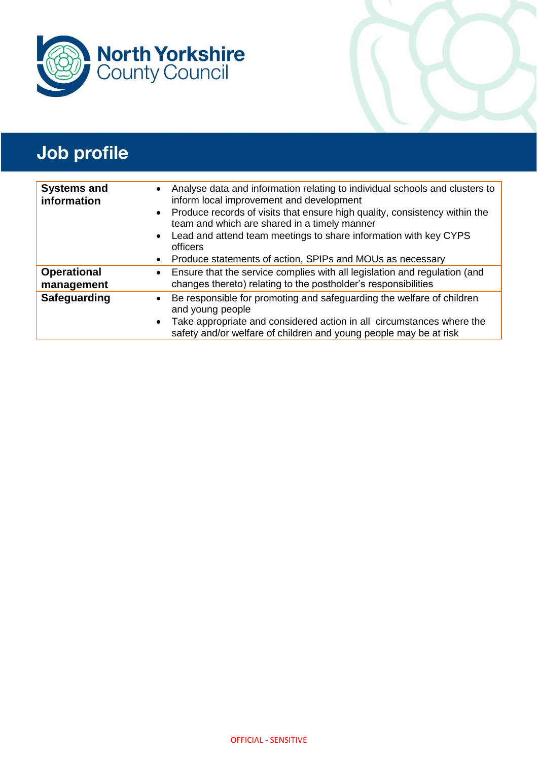# Job profile

| | |
|---|---|
| **Systems and information** | • Analyse data and information relating to individual schools and clusters to inform local improvement and development<br>• Produce records of visits that ensure high quality, consistency within the team and which are shared in a timely manner<br>• Lead and attend team meetings to share information with key CYPS officers<br>• Produce statements of action, SPIPs and MOUs as necessary |
| **Operational management** | • Ensure that the service complies with all legislation and regulation (and changes thereto) relating to the postholder's responsibilities |
| **Safeguarding** | • Be responsible for promoting and safeguarding the welfare of children and young people<br>• Take appropriate and considered action in all circumstances where the safety and/or welfare of children and young people may be at risk |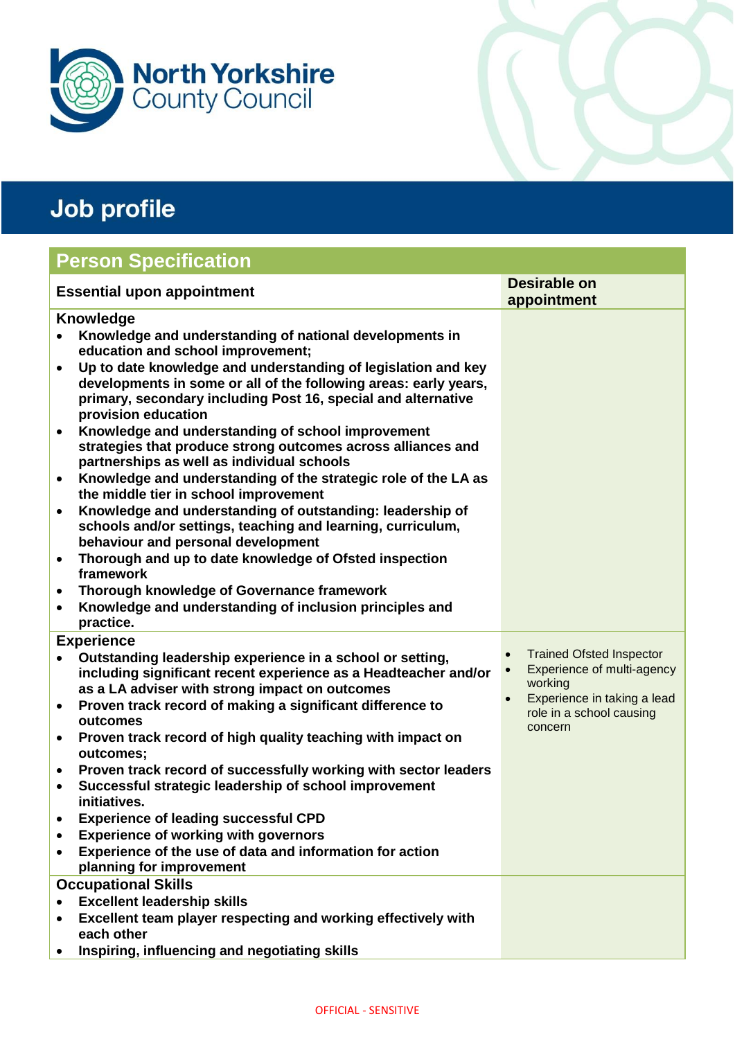North Yorkshire County Council

# Job profile

## Person Specification

| Essential upon appointment | Desirable on appointment |
|---|---|
| **Knowledge**<br>• **Knowledge and understanding of national developments in education and school improvement;**<br>• **Up to date knowledge and understanding of legislation and key developments in some or all of the following areas: early years, primary, secondary including Post 16, special and alternative provision education**<br>• **Knowledge and understanding of school improvement strategies that produce strong outcomes across alliances and partnerships as well as individual schools**<br>• **Knowledge and understanding of the strategic role of the LA as the middle tier in school improvement**<br>• **Knowledge and understanding of outstanding: leadership of schools and/or settings, teaching and learning, curriculum, behaviour and personal development**<br>• **Thorough and up to date knowledge of Ofsted inspection framework**<br>• **Thorough knowledge of Governance framework**<br>• **Knowledge and understanding of inclusion principles and practice.** | |
| **Experience**<br>• **Outstanding leadership experience in a school or setting, including significant recent experience as a Headteacher and/or as a LA adviser with strong impact on outcomes**<br>• **Proven track record of making a significant difference to outcomes**<br>• **Proven track record of high quality teaching with impact on outcomes;**<br>• **Proven track record of successfully working with sector leaders**<br>• **Successful strategic leadership of school improvement initiatives.**<br>• **Experience of leading successful CPD**<br>• **Experience of working with governors**<br>• **Experience of the use of data and information for action planning for improvement** | • Trained Ofsted Inspector<br>• Experience of multi-agency working<br>• Experience in taking a lead role in a school causing concern |
| **Occupational Skills**<br>• **Excellent leadership skills**<br>• **Excellent team player respecting and working effectively with each other**<br>• **Inspiring, influencing and negotiating skills** | |

OFFICIAL - SENSITIVE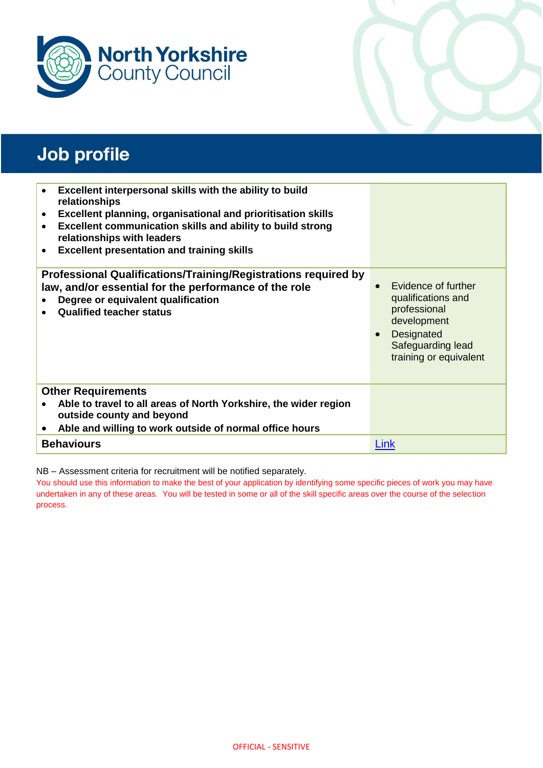# Job profile

| | |
|---|---|
| • **Excellent interpersonal skills with the ability to build relationships**<br>• **Excellent planning, organisational and prioritisation skills**<br>• **Excellent communication skills and ability to build strong relationships with leaders**<br>• **Excellent presentation and training skills** | |
| **Professional Qualifications/Training/Registrations required by law, and/or essential for the performance of the role**<br>• **Degree or equivalent qualification**<br>• **Qualified teacher status** | • Evidence of further qualifications and professional development<br>• Designated Safeguarding lead training or equivalent |
| **Other Requirements**<br>• **Able to travel to all areas of North Yorkshire, the wider region outside county and beyond**<br>• **Able and willing to work outside of normal office hours** | |
| **Behaviours** | Link |

NB – Assessment criteria for recruitment will be notified separately.

You should use this information to make the best of your application by identifying some specific pieces of work you may have undertaken in any of these areas. You will be tested in some or all of the skill specific areas over the course of the selection process.

OFFICIAL - SENSITIVE